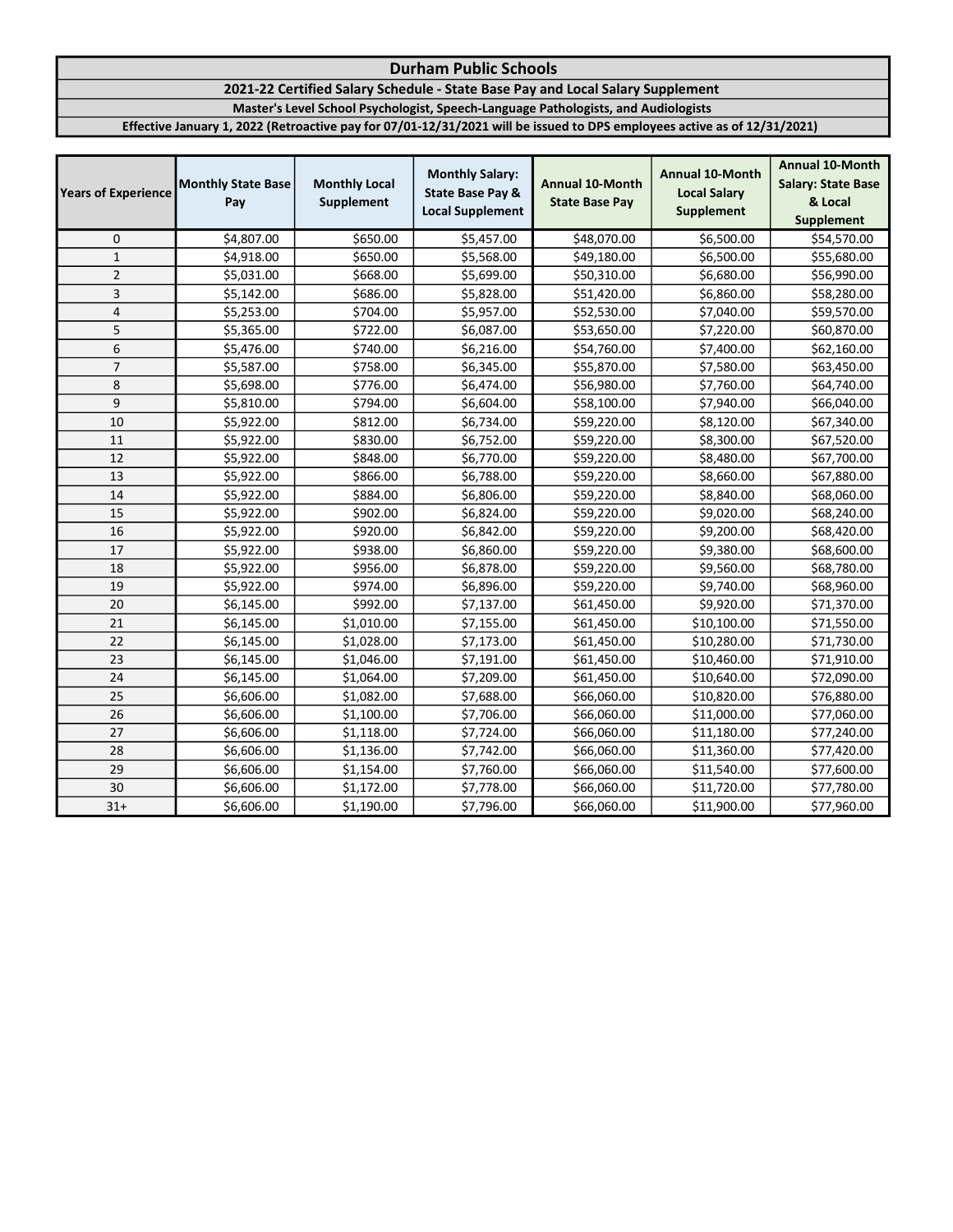# Durham Public Schools

## 2021-22 Certified Salary Schedule - State Base Pay and Local Salary Supplement

### Master's Level School Psychologist, Speech-Language Pathologists, and Audiologists

**Effective January 1, 2022 (Retroactive pay for 07/01-12/31/2021 will be issued to DPS employees active as of 12/31/2021)**

| Years of Experience | Monthly State Base Pay | Monthly Local Supplement | Monthly Salary: State Base Pay & Local Supplement | Annual 10-Month State Base Pay | Annual 10-Month Local Salary Supplement | Annual 10-Month Salary: State Base & Local Supplement |
|---|---|---|---|---|---|---|
| 0 | $4,807.00 | $650.00 | $5,457.00 | $48,070.00 | $6,500.00 | $54,570.00 |
| 1 | $4,918.00 | $650.00 | $5,568.00 | $49,180.00 | $6,500.00 | $55,680.00 |
| 2 | $5,031.00 | $668.00 | $5,699.00 | $50,310.00 | $6,680.00 | $56,990.00 |
| 3 | $5,142.00 | $686.00 | $5,828.00 | $51,420.00 | $6,860.00 | $58,280.00 |
| 4 | $5,253.00 | $704.00 | $5,957.00 | $52,530.00 | $7,040.00 | $59,570.00 |
| 5 | $5,365.00 | $722.00 | $6,087.00 | $53,650.00 | $7,220.00 | $60,870.00 |
| 6 | $5,476.00 | $740.00 | $6,216.00 | $54,760.00 | $7,400.00 | $62,160.00 |
| 7 | $5,587.00 | $758.00 | $6,345.00 | $55,870.00 | $7,580.00 | $63,450.00 |
| 8 | $5,698.00 | $776.00 | $6,474.00 | $56,980.00 | $7,760.00 | $64,740.00 |
| 9 | $5,810.00 | $794.00 | $6,604.00 | $58,100.00 | $7,940.00 | $66,040.00 |
| 10 | $5,922.00 | $812.00 | $6,734.00 | $59,220.00 | $8,120.00 | $67,340.00 |
| 11 | $5,922.00 | $830.00 | $6,752.00 | $59,220.00 | $8,300.00 | $67,520.00 |
| 12 | $5,922.00 | $848.00 | $6,770.00 | $59,220.00 | $8,480.00 | $67,700.00 |
| 13 | $5,922.00 | $866.00 | $6,788.00 | $59,220.00 | $8,660.00 | $67,880.00 |
| 14 | $5,922.00 | $884.00 | $6,806.00 | $59,220.00 | $8,840.00 | $68,060.00 |
| 15 | $5,922.00 | $902.00 | $6,824.00 | $59,220.00 | $9,020.00 | $68,240.00 |
| 16 | $5,922.00 | $920.00 | $6,842.00 | $59,220.00 | $9,200.00 | $68,420.00 |
| 17 | $5,922.00 | $938.00 | $6,860.00 | $59,220.00 | $9,380.00 | $68,600.00 |
| 18 | $5,922.00 | $956.00 | $6,878.00 | $59,220.00 | $9,560.00 | $68,780.00 |
| 19 | $5,922.00 | $974.00 | $6,896.00 | $59,220.00 | $9,740.00 | $68,960.00 |
| 20 | $6,145.00 | $992.00 | $7,137.00 | $61,450.00 | $9,920.00 | $71,370.00 |
| 21 | $6,145.00 | $1,010.00 | $7,155.00 | $61,450.00 | $10,100.00 | $71,550.00 |
| 22 | $6,145.00 | $1,028.00 | $7,173.00 | $61,450.00 | $10,280.00 | $71,730.00 |
| 23 | $6,145.00 | $1,046.00 | $7,191.00 | $61,450.00 | $10,460.00 | $71,910.00 |
| 24 | $6,145.00 | $1,064.00 | $7,209.00 | $61,450.00 | $10,640.00 | $72,090.00 |
| 25 | $6,606.00 | $1,082.00 | $7,688.00 | $66,060.00 | $10,820.00 | $76,880.00 |
| 26 | $6,606.00 | $1,100.00 | $7,706.00 | $66,060.00 | $11,000.00 | $77,060.00 |
| 27 | $6,606.00 | $1,118.00 | $7,724.00 | $66,060.00 | $11,180.00 | $77,240.00 |
| 28 | $6,606.00 | $1,136.00 | $7,742.00 | $66,060.00 | $11,360.00 | $77,420.00 |
| 29 | $6,606.00 | $1,154.00 | $7,760.00 | $66,060.00 | $11,540.00 | $77,600.00 |
| 30 | $6,606.00 | $1,172.00 | $7,778.00 | $66,060.00 | $11,720.00 | $77,780.00 |
| 31+ | $6,606.00 | $1,190.00 | $7,796.00 | $66,060.00 | $11,900.00 | $77,960.00 |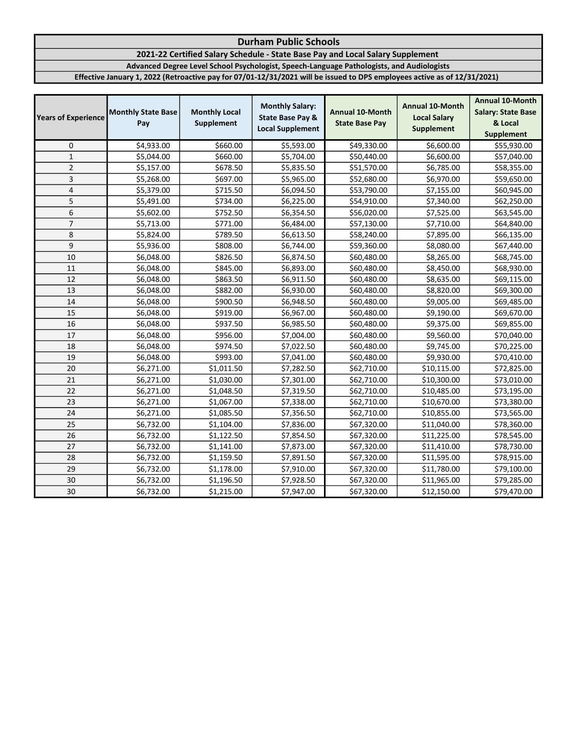# Durham Public Schools

## 2021-22 Certified Salary Schedule - State Base Pay and Local Salary Supplement

### Advanced Degree Level School Psychologist, Speech-Language Pathologists, and Audiologists

**Effective January 1, 2022 (Retroactive pay for 07/01-12/31/2021 will be issued to DPS employees active as of 12/31/2021)**

| Years of Experience | Monthly State Base Pay | Monthly Local Supplement | Monthly Salary: State Base Pay & Local Supplement | Annual 10-Month State Base Pay | Annual 10-Month Local Salary Supplement | Annual 10-Month Salary: State Base & Local Supplement |
|---|---|---|---|---|---|---|
| 0 | $4,933.00 | $660.00 | $5,593.00 | $49,330.00 | $6,600.00 | $55,930.00 |
| 1 | $5,044.00 | $660.00 | $5,704.00 | $50,440.00 | $6,600.00 | $57,040.00 |
| 2 | $5,157.00 | $678.50 | $5,835.50 | $51,570.00 | $6,785.00 | $58,355.00 |
| 3 | $5,268.00 | $697.00 | $5,965.00 | $52,680.00 | $6,970.00 | $59,650.00 |
| 4 | $5,379.00 | $715.50 | $6,094.50 | $53,790.00 | $7,155.00 | $60,945.00 |
| 5 | $5,491.00 | $734.00 | $6,225.00 | $54,910.00 | $7,340.00 | $62,250.00 |
| 6 | $5,602.00 | $752.50 | $6,354.50 | $56,020.00 | $7,525.00 | $63,545.00 |
| 7 | $5,713.00 | $771.00 | $6,484.00 | $57,130.00 | $7,710.00 | $64,840.00 |
| 8 | $5,824.00 | $789.50 | $6,613.50 | $58,240.00 | $7,895.00 | $66,135.00 |
| 9 | $5,936.00 | $808.00 | $6,744.00 | $59,360.00 | $8,080.00 | $67,440.00 |
| 10 | $6,048.00 | $826.50 | $6,874.50 | $60,480.00 | $8,265.00 | $68,745.00 |
| 11 | $6,048.00 | $845.00 | $6,893.00 | $60,480.00 | $8,450.00 | $68,930.00 |
| 12 | $6,048.00 | $863.50 | $6,911.50 | $60,480.00 | $8,635.00 | $69,115.00 |
| 13 | $6,048.00 | $882.00 | $6,930.00 | $60,480.00 | $8,820.00 | $69,300.00 |
| 14 | $6,048.00 | $900.50 | $6,948.50 | $60,480.00 | $9,005.00 | $69,485.00 |
| 15 | $6,048.00 | $919.00 | $6,967.00 | $60,480.00 | $9,190.00 | $69,670.00 |
| 16 | $6,048.00 | $937.50 | $6,985.50 | $60,480.00 | $9,375.00 | $69,855.00 |
| 17 | $6,048.00 | $956.00 | $7,004.00 | $60,480.00 | $9,560.00 | $70,040.00 |
| 18 | $6,048.00 | $974.50 | $7,022.50 | $60,480.00 | $9,745.00 | $70,225.00 |
| 19 | $6,048.00 | $993.00 | $7,041.00 | $60,480.00 | $9,930.00 | $70,410.00 |
| 20 | $6,271.00 | $1,011.50 | $7,282.50 | $62,710.00 | $10,115.00 | $72,825.00 |
| 21 | $6,271.00 | $1,030.00 | $7,301.00 | $62,710.00 | $10,300.00 | $73,010.00 |
| 22 | $6,271.00 | $1,048.50 | $7,319.50 | $62,710.00 | $10,485.00 | $73,195.00 |
| 23 | $6,271.00 | $1,067.00 | $7,338.00 | $62,710.00 | $10,670.00 | $73,380.00 |
| 24 | $6,271.00 | $1,085.50 | $7,356.50 | $62,710.00 | $10,855.00 | $73,565.00 |
| 25 | $6,732.00 | $1,104.00 | $7,836.00 | $67,320.00 | $11,040.00 | $78,360.00 |
| 26 | $6,732.00 | $1,122.50 | $7,854.50 | $67,320.00 | $11,225.00 | $78,545.00 |
| 27 | $6,732.00 | $1,141.00 | $7,873.00 | $67,320.00 | $11,410.00 | $78,730.00 |
| 28 | $6,732.00 | $1,159.50 | $7,891.50 | $67,320.00 | $11,595.00 | $78,915.00 |
| 29 | $6,732.00 | $1,178.00 | $7,910.00 | $67,320.00 | $11,780.00 | $79,100.00 |
| 30 | $6,732.00 | $1,196.50 | $7,928.50 | $67,320.00 | $11,965.00 | $79,285.00 |
| 30 | $6,732.00 | $1,215.00 | $7,947.00 | $67,320.00 | $12,150.00 | $79,470.00 |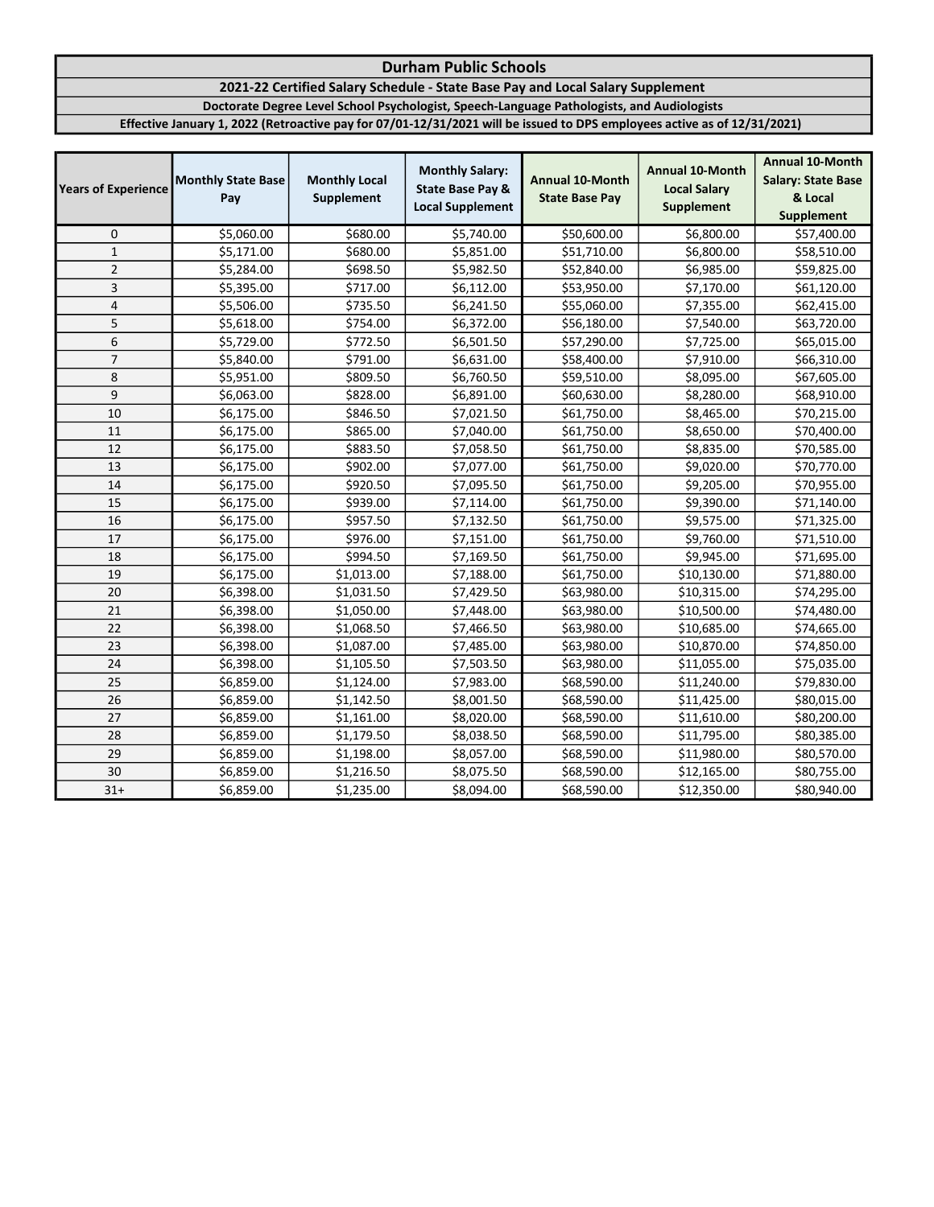# Durham Public Schools

## 2021-22 Certified Salary Schedule - State Base Pay and Local Salary Supplement

### Doctorate Degree Level School Psychologist, Speech-Language Pathologists, and Audiologists

**Effective January 1, 2022 (Retroactive pay for 07/01-12/31/2021 will be issued to DPS employees active as of 12/31/2021)**

| Years of Experience | Monthly State Base Pay | Monthly Local Supplement | Monthly Salary: State Base Pay & Local Supplement | Annual 10-Month State Base Pay | Annual 10-Month Local Salary Supplement | Annual 10-Month Salary: State Base & Local Supplement |
|---|---|---|---|---|---|---|
| 0 | $5,060.00 | $680.00 | $5,740.00 | $50,600.00 | $6,800.00 | $57,400.00 |
| 1 | $5,171.00 | $680.00 | $5,851.00 | $51,710.00 | $6,800.00 | $58,510.00 |
| 2 | $5,284.00 | $698.50 | $5,982.50 | $52,840.00 | $6,985.00 | $59,825.00 |
| 3 | $5,395.00 | $717.00 | $6,112.00 | $53,950.00 | $7,170.00 | $61,120.00 |
| 4 | $5,506.00 | $735.50 | $6,241.50 | $55,060.00 | $7,355.00 | $62,415.00 |
| 5 | $5,618.00 | $754.00 | $6,372.00 | $56,180.00 | $7,540.00 | $63,720.00 |
| 6 | $5,729.00 | $772.50 | $6,501.50 | $57,290.00 | $7,725.00 | $65,015.00 |
| 7 | $5,840.00 | $791.00 | $6,631.00 | $58,400.00 | $7,910.00 | $66,310.00 |
| 8 | $5,951.00 | $809.50 | $6,760.50 | $59,510.00 | $8,095.00 | $67,605.00 |
| 9 | $6,063.00 | $828.00 | $6,891.00 | $60,630.00 | $8,280.00 | $68,910.00 |
| 10 | $6,175.00 | $846.50 | $7,021.50 | $61,750.00 | $8,465.00 | $70,215.00 |
| 11 | $6,175.00 | $865.00 | $7,040.00 | $61,750.00 | $8,650.00 | $70,400.00 |
| 12 | $6,175.00 | $883.50 | $7,058.50 | $61,750.00 | $8,835.00 | $70,585.00 |
| 13 | $6,175.00 | $902.00 | $7,077.00 | $61,750.00 | $9,020.00 | $70,770.00 |
| 14 | $6,175.00 | $920.50 | $7,095.50 | $61,750.00 | $9,205.00 | $70,955.00 |
| 15 | $6,175.00 | $939.00 | $7,114.00 | $61,750.00 | $9,390.00 | $71,140.00 |
| 16 | $6,175.00 | $957.50 | $7,132.50 | $61,750.00 | $9,575.00 | $71,325.00 |
| 17 | $6,175.00 | $976.00 | $7,151.00 | $61,750.00 | $9,760.00 | $71,510.00 |
| 18 | $6,175.00 | $994.50 | $7,169.50 | $61,750.00 | $9,945.00 | $71,695.00 |
| 19 | $6,175.00 | $1,013.00 | $7,188.00 | $61,750.00 | $10,130.00 | $71,880.00 |
| 20 | $6,398.00 | $1,031.50 | $7,429.50 | $63,980.00 | $10,315.00 | $74,295.00 |
| 21 | $6,398.00 | $1,050.00 | $7,448.00 | $63,980.00 | $10,500.00 | $74,480.00 |
| 22 | $6,398.00 | $1,068.50 | $7,466.50 | $63,980.00 | $10,685.00 | $74,665.00 |
| 23 | $6,398.00 | $1,087.00 | $7,485.00 | $63,980.00 | $10,870.00 | $74,850.00 |
| 24 | $6,398.00 | $1,105.50 | $7,503.50 | $63,980.00 | $11,055.00 | $75,035.00 |
| 25 | $6,859.00 | $1,124.00 | $7,983.00 | $68,590.00 | $11,240.00 | $79,830.00 |
| 26 | $6,859.00 | $1,142.50 | $8,001.50 | $68,590.00 | $11,425.00 | $80,015.00 |
| 27 | $6,859.00 | $1,161.00 | $8,020.00 | $68,590.00 | $11,610.00 | $80,200.00 |
| 28 | $6,859.00 | $1,179.50 | $8,038.50 | $68,590.00 | $11,795.00 | $80,385.00 |
| 29 | $6,859.00 | $1,198.00 | $8,057.00 | $68,590.00 | $11,980.00 | $80,570.00 |
| 30 | $6,859.00 | $1,216.50 | $8,075.50 | $68,590.00 | $12,165.00 | $80,755.00 |
| 31+ | $6,859.00 | $1,235.00 | $8,094.00 | $68,590.00 | $12,350.00 | $80,940.00 |